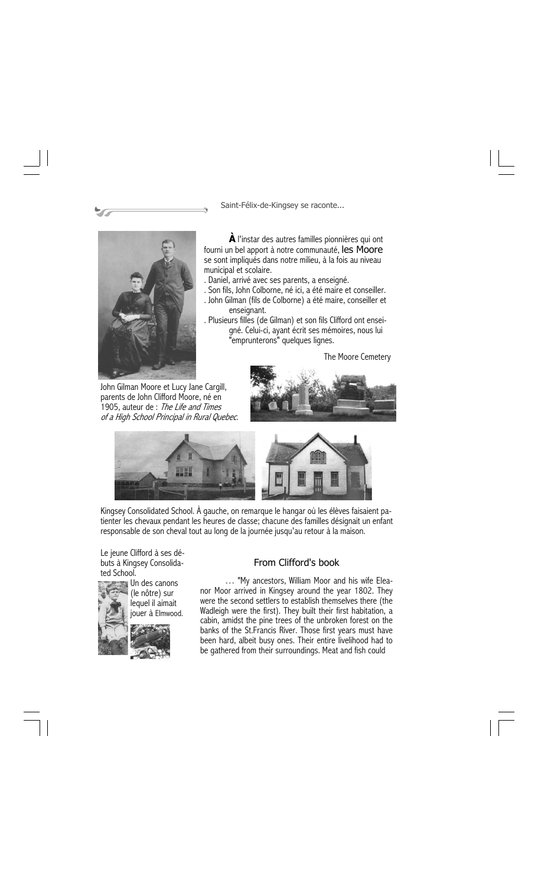**À** l'instar des autres familles pionnières qui ont fourni un bel apport à notre communauté, **les Moore** se sont impliqués dans notre milieu, à la fois au niveau municipal et scolaire.

. Daniel, arrivé avec ses parents, a enseigné.
. Son fils, John Colborne, né ici, a été maire et conseiller.
. John Gilman (fils de Colborne) a été maire, conseiller et enseignant.
. Plusieurs filles (de Gilman) et son fils Clifford ont enseigné. Celui-ci, ayant écrit ses mémoires, nous lui "emprunterons" quelques lignes.

John Gilman Moore et Lucy Jane Cargill, parents de John Clifford Moore, né en 1905, auteur de : *The Life and Times of a High School Principal in Rural Quebec.*

The Moore Cemetery

Kingsey Consolidated School. À gauche, on remarque le hangar où les élèves faisaient patienter les chevaux pendant les heures de classe; chacune des familles désignait un enfant responsable de son cheval tout au long de la journée jusqu'au retour à la maison.

Le jeune Clifford à ses débuts à Kingsey Consolidated School.

Un des canons (le nôtre) sur lequel il aimait jouer à Elmwood.

## From Clifford's book

… "My ancestors, William Moor and his wife Eleanor Moor arrived in Kingsey around the year 1802. They were the second settlers to establish themselves there (the Wadleigh were the first). They built their first habitation, a cabin, amidst the pine trees of the unbroken forest on the banks of the St.Francis River. Those first years must have been hard, albeit busy ones. Their entire livelihood had to be gathered from their surroundings. Meat and fish could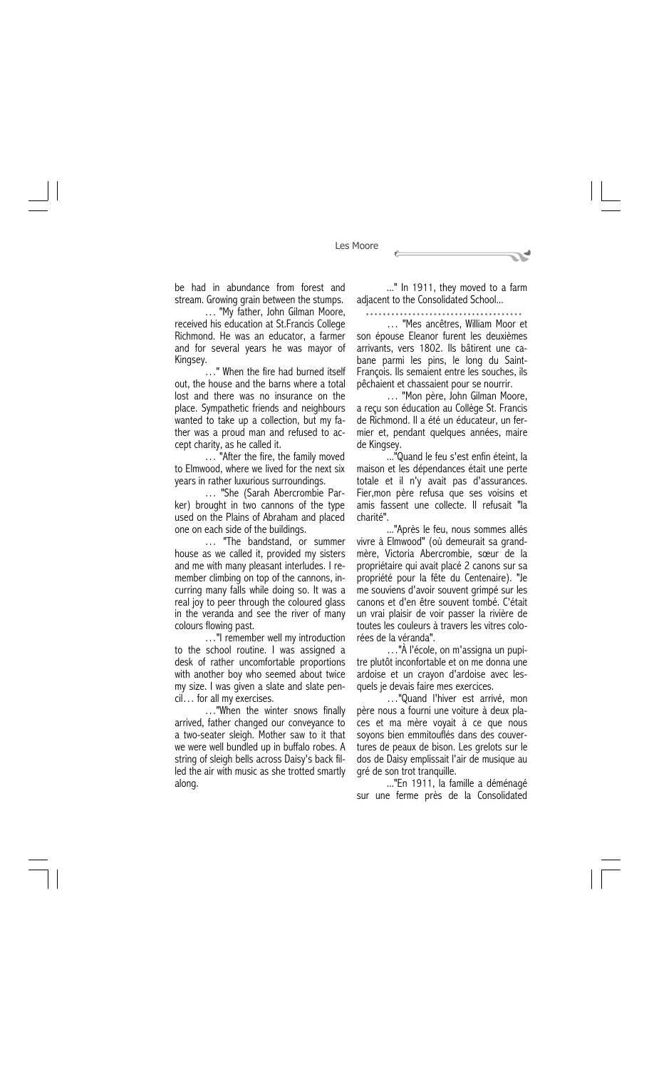be had in abundance from forest and stream. Growing grain between the stumps.

… "My father, John Gilman Moore, received his education at St.Francis College Richmond. He was an educator, a farmer and for several years he was mayor of Kingsey.

…" When the fire had burned itself out, the house and the barns where a total lost and there was no insurance on the place. Sympathetic friends and neighbours wanted to take up a collection, but my father was a proud man and refused to accept charity, as he called it.

… "After the fire, the family moved to Elmwood, where we lived for the next six years in rather luxurious surroundings.

… "She (Sarah Abercrombie Parker) brought in two cannons of the type used on the Plains of Abraham and placed one on each side of the buildings.

… "The bandstand, or summer house as we called it, provided my sisters and me with many pleasant interludes. I remember climbing on top of the cannons, incurring many falls while doing so. It was a real joy to peer through the coloured glass in the veranda and see the river of many colours flowing past.

…"I remember well my introduction to the school routine. I was assigned a desk of rather uncomfortable proportions with another boy who seemed about twice my size. I was given a slate and slate pencil… for all my exercises.

…"When the winter snows finally arrived, father changed our conveyance to a two-seater sleigh. Mother saw to it that we were well bundled up in buffalo robes. A string of sleigh bells across Daisy's back filled the air with music as she trotted smartly along.

..." In 1911, they moved to a farm adjacent to the Consolidated School...

… "Mes ancêtres, William Moor et son épouse Eleanor furent les deuxièmes arrivants, vers 1802. Ils bâtirent une cabane parmi les pins, le long du Saint-François. Ils semaient entre les souches, ils pêchaient et chassaient pour se nourrir.

… "Mon père, John Gilman Moore, a reçu son éducation au Collège St. Francis de Richmond. Il a été un éducateur, un fermier et, pendant quelques années, maire de Kingsey.

..."Quand le feu s'est enfin éteint, la maison et les dépendances était une perte totale et il n'y avait pas d'assurances. Fier,mon père refusa que ses voisins et amis fassent une collecte. Il refusait "la charité".

..."Après le feu, nous sommes allés vivre à Elmwood" (où demeurait sa grand-mère, Victoria Abercrombie, sœur de la propriétaire qui avait placé 2 canons sur sa propriété pour la fête du Centenaire). "Je me souviens d'avoir souvent grimpé sur les canons et d'en être souvent tombé. C'était un vrai plaisir de voir passer la rivière de toutes les couleurs à travers les vitres colorées de la véranda".

…"À l'école, on m'assigna un pupitre plutôt inconfortable et on me donna une ardoise et un crayon d'ardoise avec lesquels je devais faire mes exercices.

…"Quand l'hiver est arrivé, mon père nous a fourni une voiture à deux places et ma mère voyait à ce que nous soyons bien emmitouflés dans des couvertures de peaux de bison. Les grelots sur le dos de Daisy emplissait l'air de musique au gré de son trot tranquille.

..."En 1911, la famille a déménagé sur une ferme près de la Consolidated